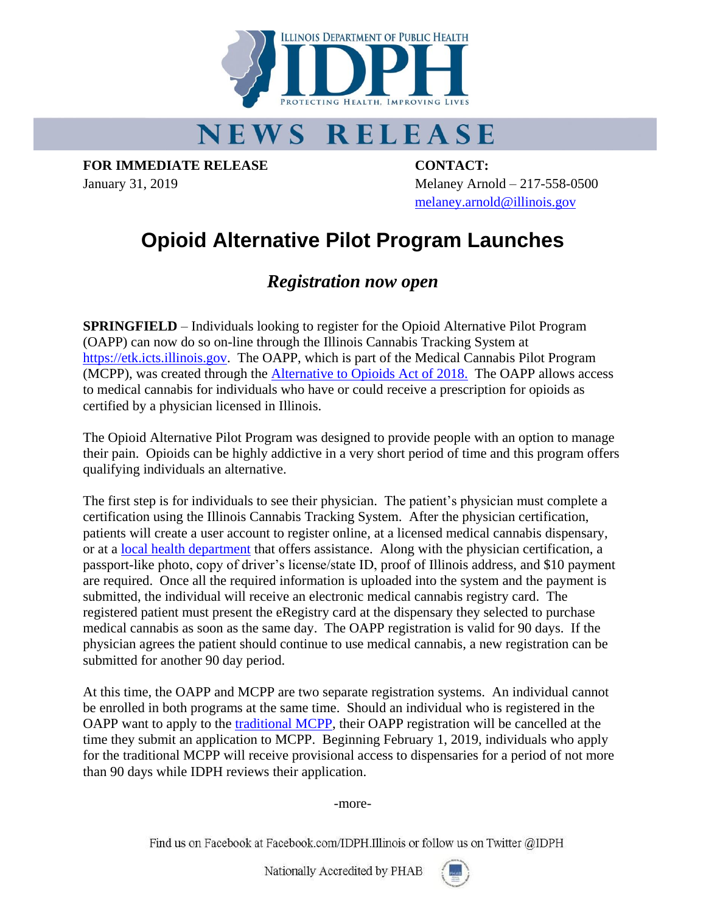ILLINOIS DEPARTMENT OF PUBLIC HEALTH

IDPH

PROTECTING HEALTH, IMPROVING LIVES

# NEWS RELEASE

**FOR IMMEDIATE RELEASE**
January 31, 2019

**CONTACT:**
Melaney Arnold – 217-558-0500
melaney.arnold@illinois.gov

# Opioid Alternative Pilot Program Launches

## *Registration now open*

**SPRINGFIELD** – Individuals looking to register for the Opioid Alternative Pilot Program (OAPP) can now do so on-line through the Illinois Cannabis Tracking System at https://etk.icts.illinois.gov. The OAPP, which is part of the Medical Cannabis Pilot Program (MCPP), was created through the Alternative to Opioids Act of 2018. The OAPP allows access to medical cannabis for individuals who have or could receive a prescription for opioids as certified by a physician licensed in Illinois.

The Opioid Alternative Pilot Program was designed to provide people with an option to manage their pain. Opioids can be highly addictive in a very short period of time and this program offers qualifying individuals an alternative.

The first step is for individuals to see their physician. The patient's physician must complete a certification using the Illinois Cannabis Tracking System. After the physician certification, patients will create a user account to register online, at a licensed medical cannabis dispensary, or at a local health department that offers assistance. Along with the physician certification, a passport-like photo, copy of driver's license/state ID, proof of Illinois address, and $10 payment are required. Once all the required information is uploaded into the system and the payment is submitted, the individual will receive an electronic medical cannabis registry card. The registered patient must present the eRegistry card at the dispensary they selected to purchase medical cannabis as soon as the same day. The OAPP registration is valid for 90 days. If the physician agrees the patient should continue to use medical cannabis, a new registration can be submitted for another 90 day period.

At this time, the OAPP and MCPP are two separate registration systems. An individual cannot be enrolled in both programs at the same time. Should an individual who is registered in the OAPP want to apply to the traditional MCPP, their OAPP registration will be cancelled at the time they submit an application to MCPP. Beginning February 1, 2019, individuals who apply for the traditional MCPP will receive provisional access to dispensaries for a period of not more than 90 days while IDPH reviews their application.

-more-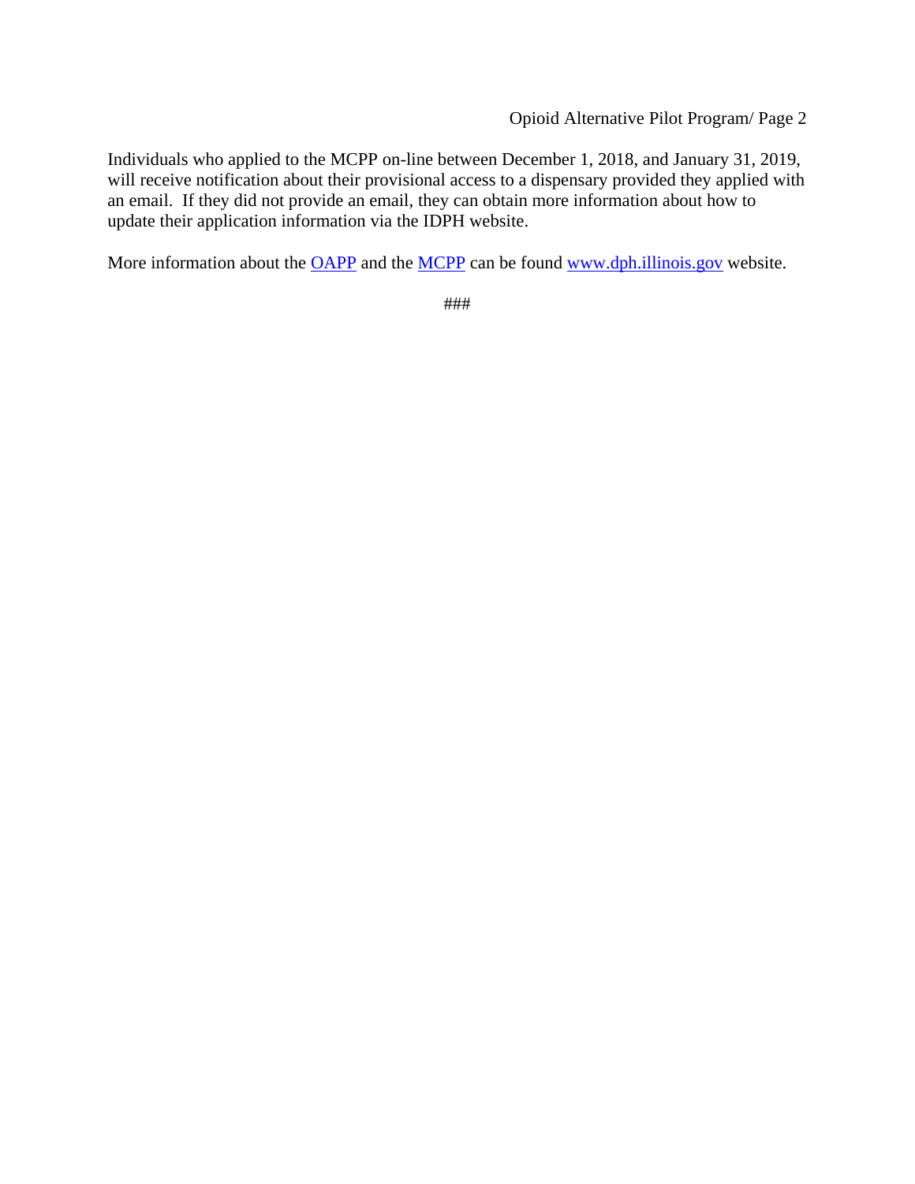Individuals who applied to the MCPP on-line between December 1, 2018, and January 31, 2019, will receive notification about their provisional access to a dispensary provided they applied with an email. If they did not provide an email, they can obtain more information about how to update their application information via the IDPH website.

More information about the OAPP and the MCPP can be found www.dph.illinois.gov website.

###